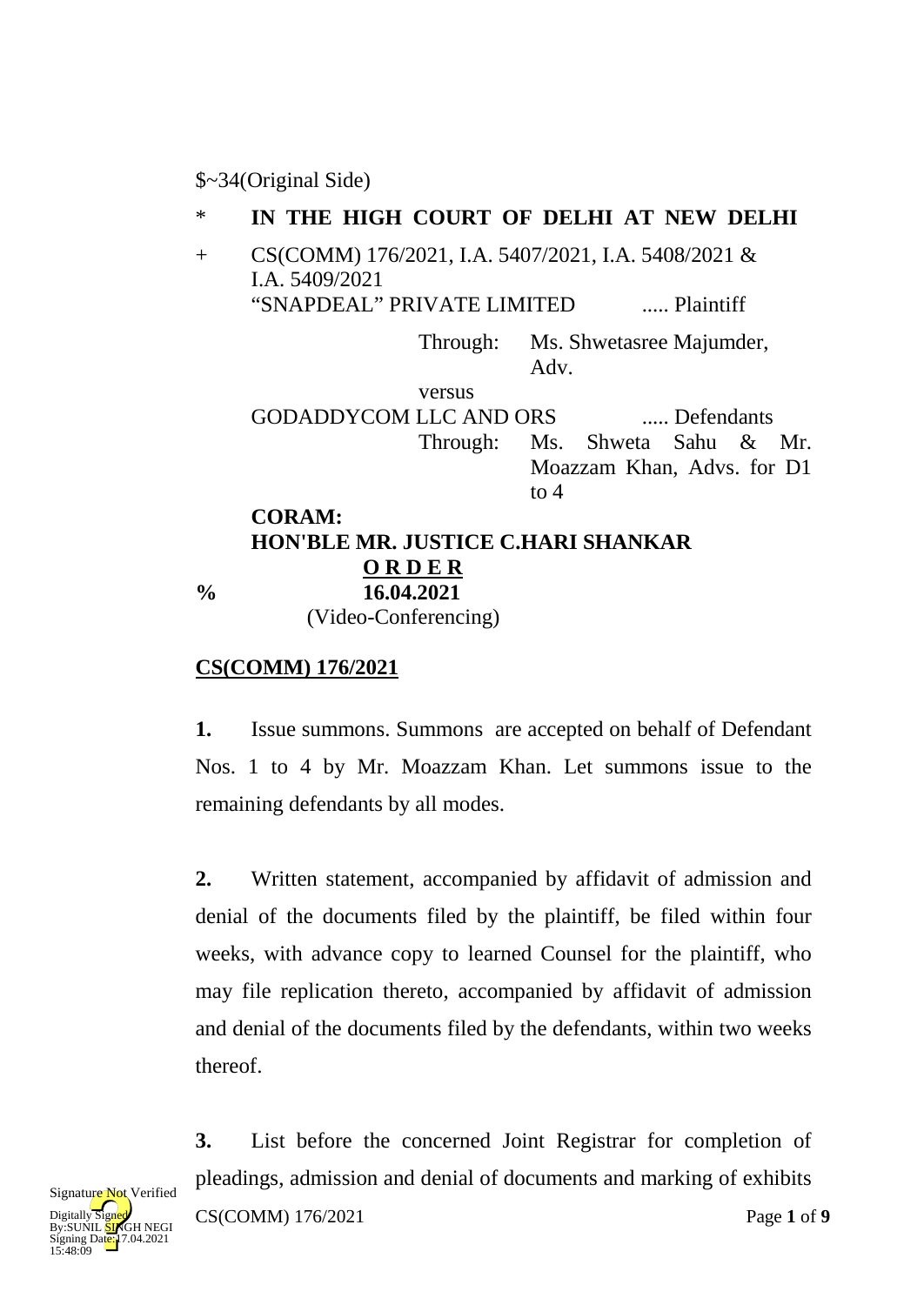$~34(Original Side)

\* **IN THE HIGH COURT OF DELHI AT NEW DELHI**

\+ CS(COMM) 176/2021, I.A. 5407/2021, I.A. 5408/2021 & I.A. 5409/2021

"SNAPDEAL" PRIVATE LIMITED ..... Plaintiff

Through: Ms. Shwetasree Majumder, Adv.

versus

GODADDYCOM LLC AND ORS ..... Defendants

Through: Ms. Shweta Sahu & Mr. Moazzam Khan, Advs. for D1 to 4

**CORAM:**
**HON'BLE MR. JUSTICE C.HARI SHANKAR**

**O R D E R**

% **16.04.2021**

(Video-Conferencing)

**CS(COMM) 176/2021**

**1.** Issue summons. Summons are accepted on behalf of Defendant Nos. 1 to 4 by Mr. Moazzam Khan. Let summons issue to the remaining defendants by all modes.

**2.** Written statement, accompanied by affidavit of admission and denial of the documents filed by the plaintiff, be filed within four weeks, with advance copy to learned Counsel for the plaintiff, who may file replication thereto, accompanied by affidavit of admission and denial of the documents filed by the defendants, within two weeks thereof.

**3.** List before the concerned Joint Registrar for completion of pleadings, admission and denial of documents and marking of exhibits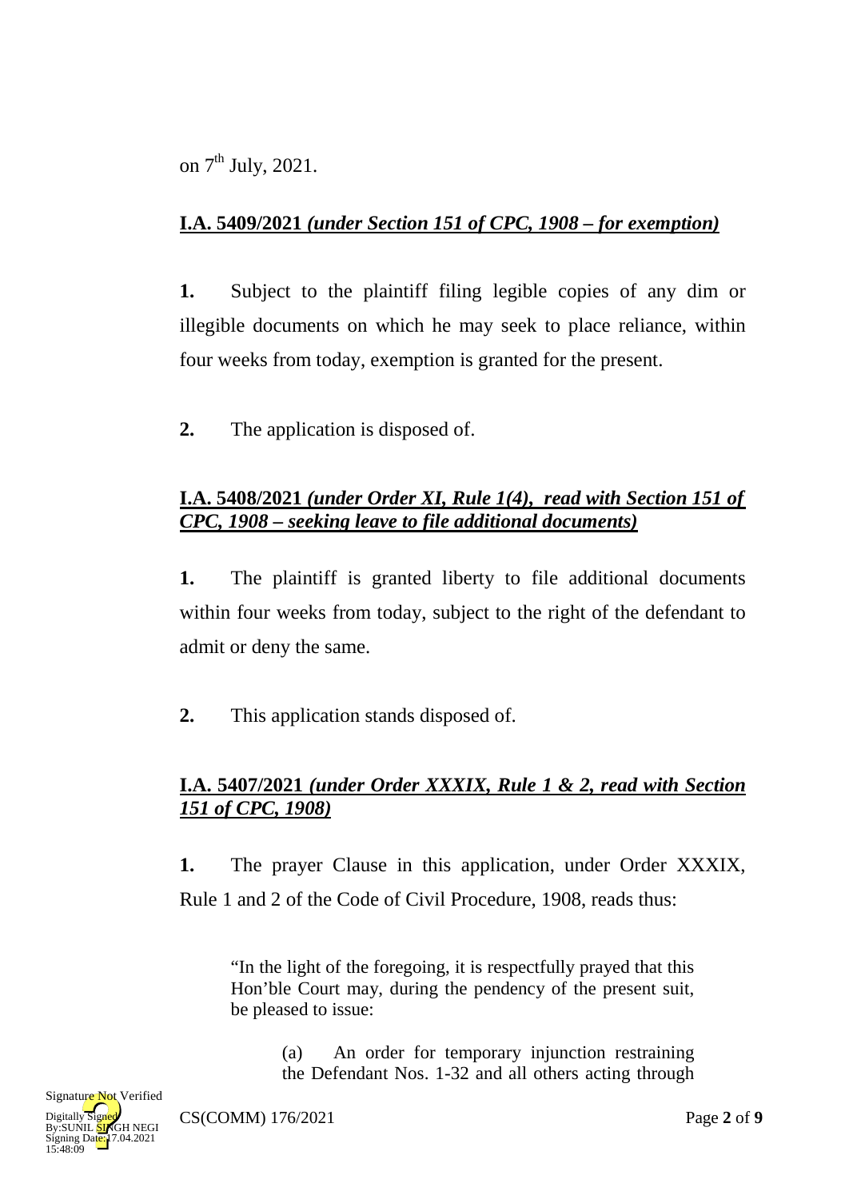on 7th July, 2021.

**I.A. 5409/2021** ***(under Section 151 of CPC, 1908 – for exemption)***

**1.** Subject to the plaintiff filing legible copies of any dim or illegible documents on which he may seek to place reliance, within four weeks from today, exemption is granted for the present.

**2.** The application is disposed of.

**I.A. 5408/2021** ***(under Order XI, Rule 1(4), read with Section 151 of CPC, 1908 – seeking leave to file additional documents)***

**1.** The plaintiff is granted liberty to file additional documents within four weeks from today, subject to the right of the defendant to admit or deny the same.

**2.** This application stands disposed of.

**I.A. 5407/2021** ***(under Order XXXIX, Rule 1 & 2, read with Section 151 of CPC, 1908)***

**1.** The prayer Clause in this application, under Order XXXIX, Rule 1 and 2 of the Code of Civil Procedure, 1908, reads thus:

> "In the light of the foregoing, it is respectfully prayed that this Hon'ble Court may, during the pendency of the present suit, be pleased to issue:
>
> (a) An order for temporary injunction restraining the Defendant Nos. 1-32 and all others acting through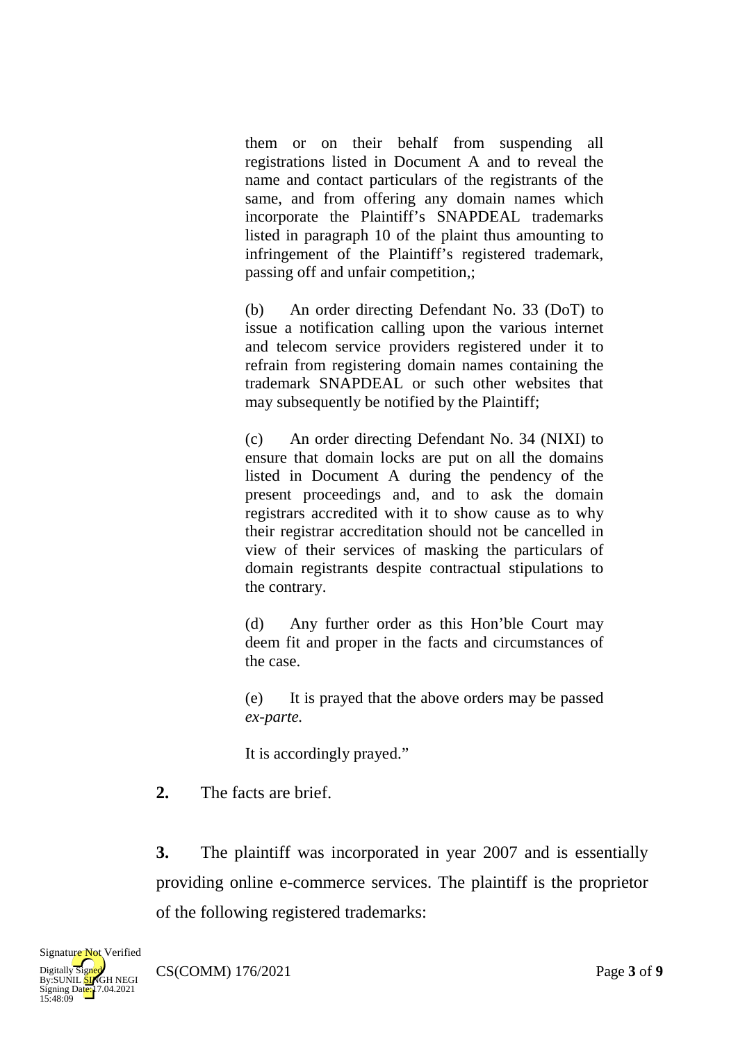them or on their behalf from suspending all registrations listed in Document A and to reveal the name and contact particulars of the registrants of the same, and from offering any domain names which incorporate the Plaintiff's SNAPDEAL trademarks listed in paragraph 10 of the plaint thus amounting to infringement of the Plaintiff's registered trademark, passing off and unfair competition,;

(b) An order directing Defendant No. 33 (DoT) to issue a notification calling upon the various internet and telecom service providers registered under it to refrain from registering domain names containing the trademark SNAPDEAL or such other websites that may subsequently be notified by the Plaintiff;

(c) An order directing Defendant No. 34 (NIXI) to ensure that domain locks are put on all the domains listed in Document A during the pendency of the present proceedings and, and to ask the domain registrars accredited with it to show cause as to why their registrar accreditation should not be cancelled in view of their services of masking the particulars of domain registrants despite contractual stipulations to the contrary.

(d) Any further order as this Hon'ble Court may deem fit and proper in the facts and circumstances of the case.

(e) It is prayed that the above orders may be passed *ex-parte.*

It is accordingly prayed."

**2.** The facts are brief.

**3.** The plaintiff was incorporated in year 2007 and is essentially providing online e-commerce services. The plaintiff is the proprietor of the following registered trademarks: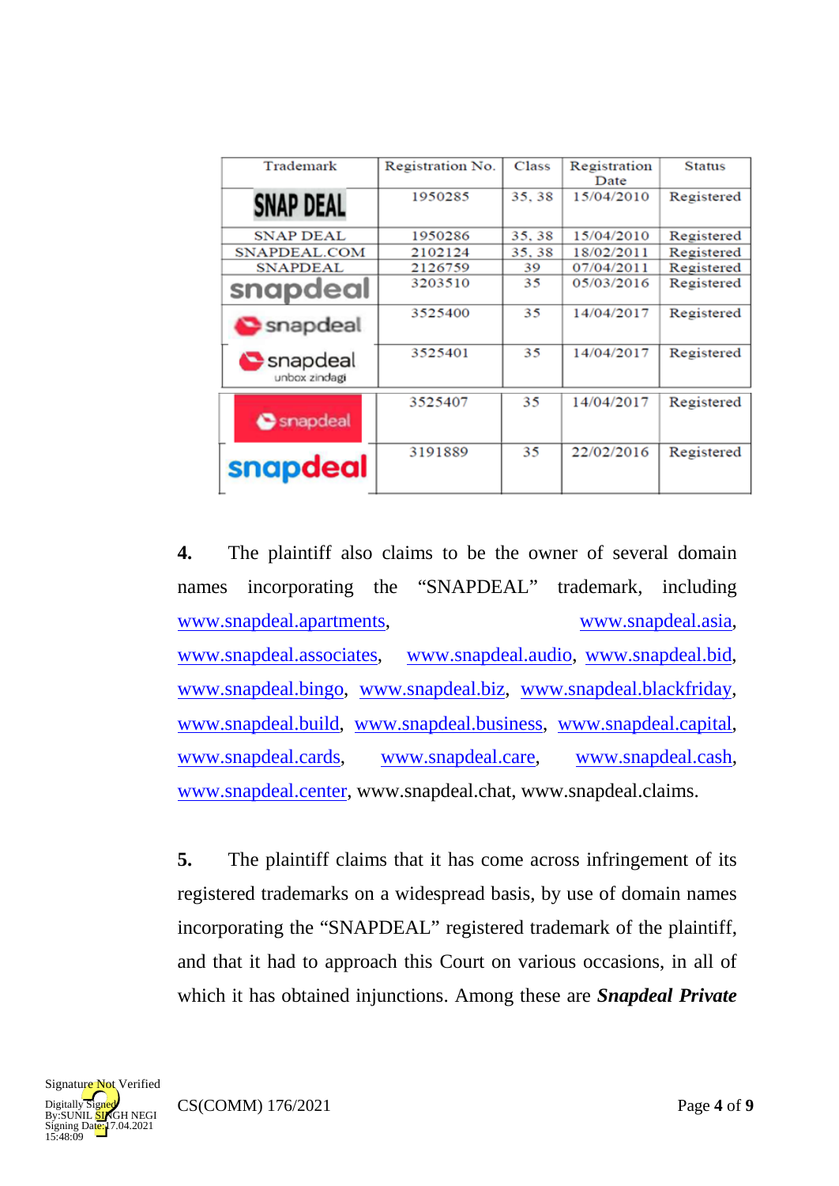| Trademark | Registration No. | Class | Registration Date | Status |
|---|---|---|---|---|
| SNAP DEAL | 1950285 | 35, 38 | 15/04/2010 | Registered |
| SNAP DEAL | 1950286 | 35, 38 | 15/04/2010 | Registered |
| SNAPDEAL.COM | 2102124 | 35, 38 | 18/02/2011 | Registered |
| SNAPDEAL | 2126759 | 39 | 07/04/2011 | Registered |
| snapdeal | 3203510 | 35 | 05/03/2016 | Registered |
| snapdeal | 3525400 | 35 | 14/04/2017 | Registered |
| snapdeal unbox zindagi | 3525401 | 35 | 14/04/2017 | Registered |
| snapdeal | 3525407 | 35 | 14/04/2017 | Registered |
| snapdeal | 3191889 | 35 | 22/02/2016 | Registered |

**4.** The plaintiff also claims to be the owner of several domain names incorporating the "SNAPDEAL" trademark, including www.snapdeal.apartments, www.snapdeal.asia, www.snapdeal.associates, www.snapdeal.audio, www.snapdeal.bid, www.snapdeal.bingo, www.snapdeal.biz, www.snapdeal.blackfriday, www.snapdeal.build, www.snapdeal.business, www.snapdeal.capital, www.snapdeal.cards, www.snapdeal.care, www.snapdeal.cash, www.snapdeal.center, www.snapdeal.chat, www.snapdeal.claims.

**5.** The plaintiff claims that it has come across infringement of its registered trademarks on a widespread basis, by use of domain names incorporating the "SNAPDEAL" registered trademark of the plaintiff, and that it had to approach this Court on various occasions, in all of which it has obtained injunctions. Among these are ***Snapdeal Private***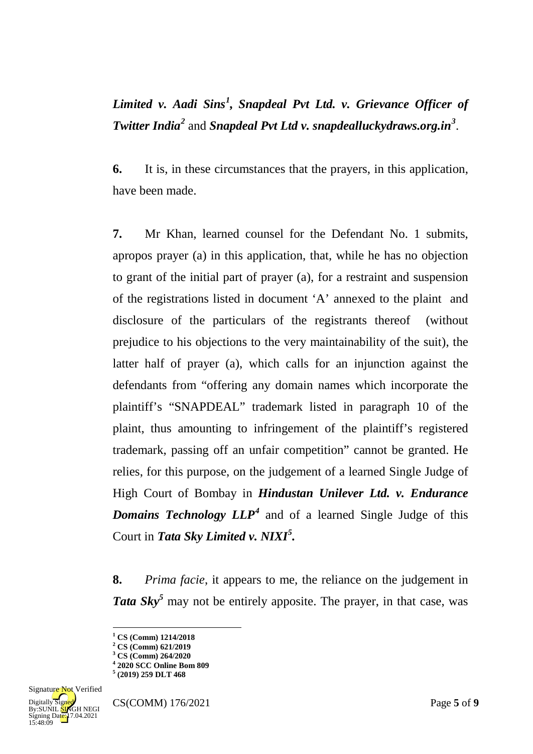***Limited v. Aadi Sins*[1], *Snapdeal Pvt Ltd. v. Grievance Officer of Twitter India*[2]** and ***Snapdeal Pvt Ltd v. snapdealluckydraws.org.in*[3]**.

**6.** It is, in these circumstances that the prayers, in this application, have been made.

**7.** Mr Khan, learned counsel for the Defendant No. 1 submits, apropos prayer (a) in this application, that, while he has no objection to grant of the initial part of prayer (a), for a restraint and suspension of the registrations listed in document 'A' annexed to the plaint and disclosure of the particulars of the registrants thereof (without prejudice to his objections to the very maintainability of the suit), the latter half of prayer (a), which calls for an injunction against the defendants from "offering any domain names which incorporate the plaintiff's "SNAPDEAL" trademark listed in paragraph 10 of the plaint, thus amounting to infringement of the plaintiff's registered trademark, passing off an unfair competition" cannot be granted. He relies, for this purpose, on the judgement of a learned Single Judge of High Court of Bombay in ***Hindustan Unilever Ltd. v. Endurance Domains Technology LLP*[4]** and of a learned Single Judge of this Court in ***Tata Sky Limited v. NIXI*[5]**.

**8.** *Prima facie*, it appears to me, the reliance on the judgement in ***Tata Sky*[5]** may not be entirely apposite. The prayer, in that case, was

---

[1] **CS (Comm) 1214/2018**
[2] **CS (Comm) 621/2019**
[3] **CS (Comm) 264/2020**
[4] **2020 SCC Online Bom 809**
[5] **(2019) 259 DLT 468**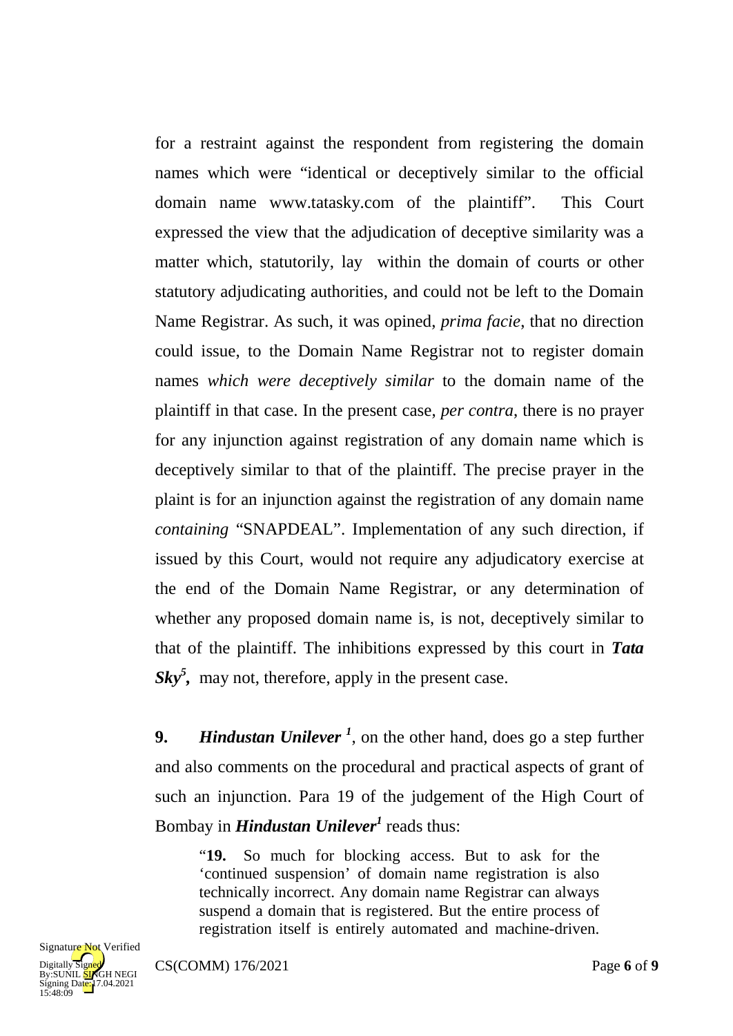for a restraint against the respondent from registering the domain names which were "identical or deceptively similar to the official domain name www.tatasky.com of the plaintiff". This Court expressed the view that the adjudication of deceptive similarity was a matter which, statutorily, lay within the domain of courts or other statutory adjudicating authorities, and could not be left to the Domain Name Registrar. As such, it was opined, *prima facie*, that no direction could issue, to the Domain Name Registrar not to register domain names *which were deceptively similar* to the domain name of the plaintiff in that case. In the present case, *per contra*, there is no prayer for any injunction against registration of any domain name which is deceptively similar to that of the plaintiff. The precise prayer in the plaint is for an injunction against the registration of any domain name *containing* "SNAPDEAL". Implementation of any such direction, if issued by this Court, would not require any adjudicatory exercise at the end of the Domain Name Registrar, or any determination of whether any proposed domain name is, is not, deceptively similar to that of the plaintiff. The inhibitions expressed by this court in ***Tata Sky***[5], may not, therefore, apply in the present case.

**9.** ***Hindustan Unilever***[1], on the other hand, does go a step further and also comments on the procedural and practical aspects of grant of such an injunction. Para 19 of the judgement of the High Court of Bombay in ***Hindustan Unilever***[1] reads thus:

> "**19.** So much for blocking access. But to ask for the 'continued suspension' of domain name registration is also technically incorrect. Any domain name Registrar can always suspend a domain that is registered. But the entire process of registration itself is entirely automated and machine-driven.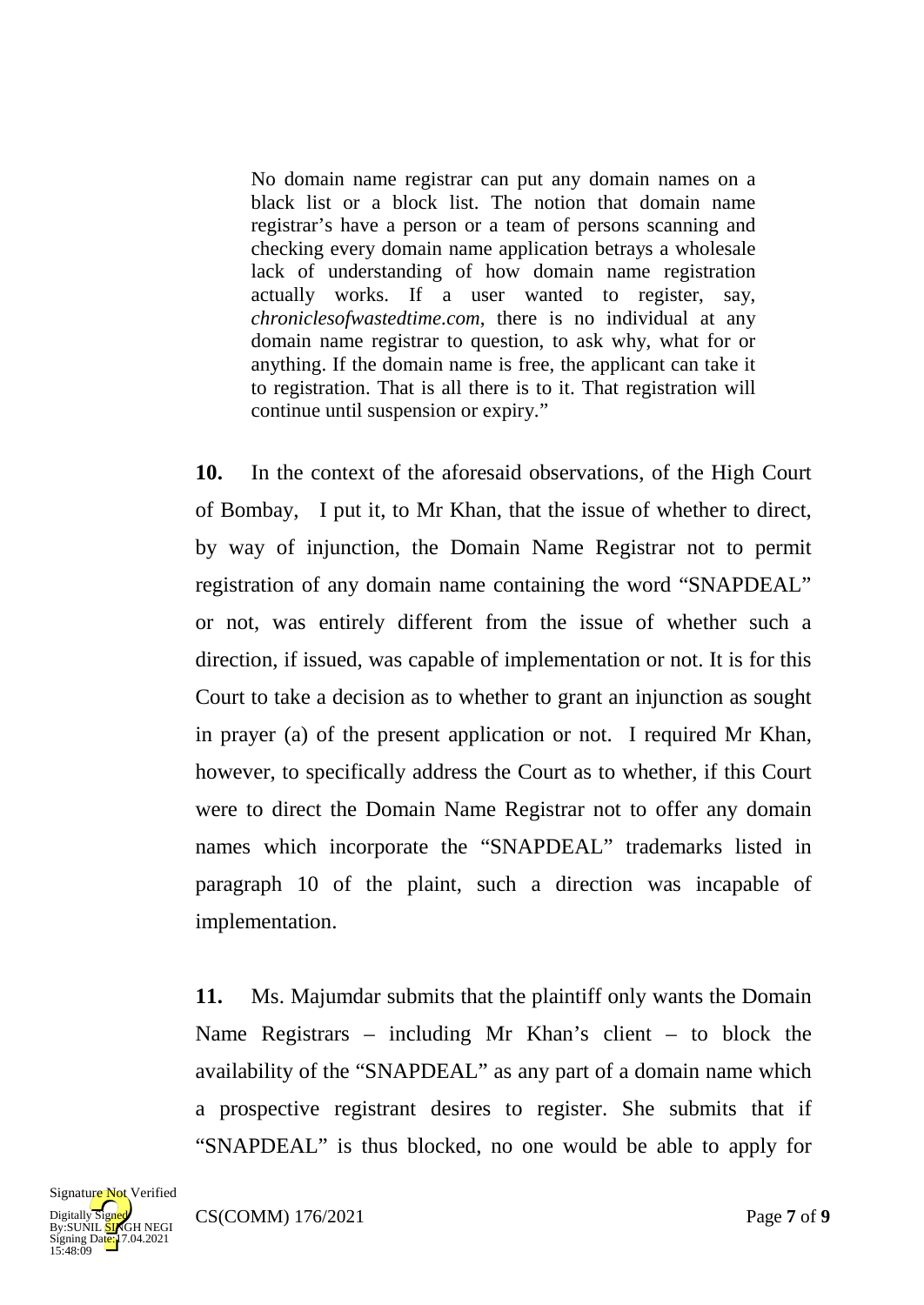> No domain name registrar can put any domain names on a black list or a block list. The notion that domain name registrar's have a person or a team of persons scanning and checking every domain name application betrays a wholesale lack of understanding of how domain name registration actually works. If a user wanted to register, say, *chroniclesofwastedtime.com*, there is no individual at any domain name registrar to question, to ask why, what for or anything. If the domain name is free, the applicant can take it to registration. That is all there is to it. That registration will continue until suspension or expiry."

**10.** In the context of the aforesaid observations, of the High Court of Bombay, I put it, to Mr Khan, that the issue of whether to direct, by way of injunction, the Domain Name Registrar not to permit registration of any domain name containing the word "SNAPDEAL" or not, was entirely different from the issue of whether such a direction, if issued, was capable of implementation or not. It is for this Court to take a decision as to whether to grant an injunction as sought in prayer (a) of the present application or not. I required Mr Khan, however, to specifically address the Court as to whether, if this Court were to direct the Domain Name Registrar not to offer any domain names which incorporate the "SNAPDEAL" trademarks listed in paragraph 10 of the plaint, such a direction was incapable of implementation.

**11.** Ms. Majumdar submits that the plaintiff only wants the Domain Name Registrars – including Mr Khan's client – to block the availability of the "SNAPDEAL" as any part of a domain name which a prospective registrant desires to register. She submits that if "SNAPDEAL" is thus blocked, no one would be able to apply for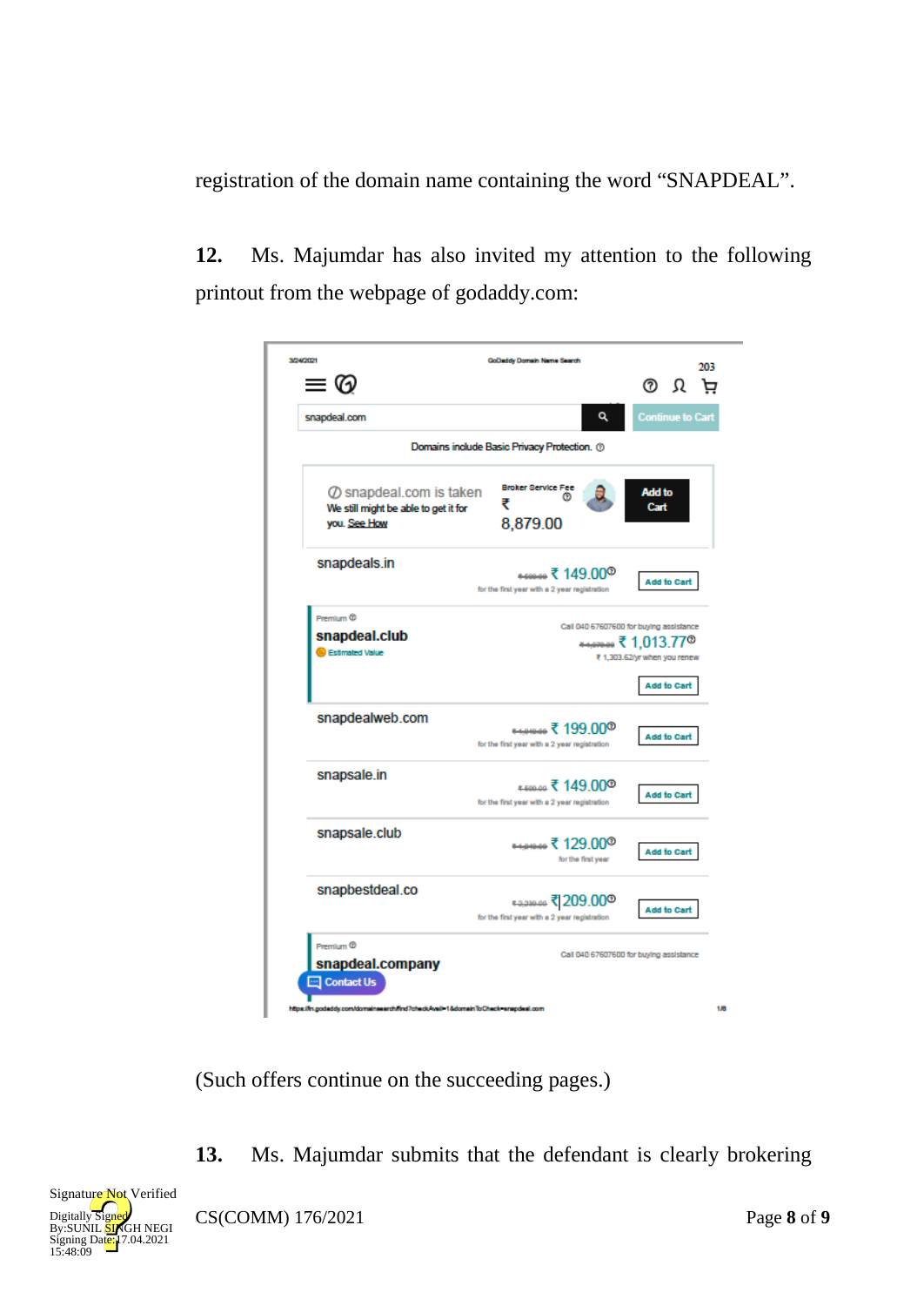registration of the domain name containing the word "SNAPDEAL".

**12.** Ms. Majumdar has also invited my attention to the following printout from the webpage of godaddy.com:

3/24/2021 GoDaddy Domain Name Search 203

snapdeal.com Continue to Cart

Domains include Basic Privacy Protection.

snapdeal.com is taken — We still might be able to get it for you. See How — Broker Service Fee ₹ 8,879.00 — Add to Cart

| Domain | Price | |
|---|---|---|
| snapdeals.in | ₹ 149.00 for the first year with a 2 year registration | Add to Cart |
| Premium snapdeal.club (Estimated Value) | Call 040 67607600 for buying assistance ₹ 1,013.77 ₹ 1,303.62/yr when you renew | Add to Cart |
| snapdealweb.com | ₹ 199.00 for the first year with a 2 year registration | Add to Cart |
| snapsale.in | ₹ 149.00 for the first year with a 2 year registration | Add to Cart |
| snapsale.club | ₹ 129.00 for the first year | Add to Cart |
| snapbestdeal.co | ₹ 209.00 for the first year with a 2 year registration | Add to Cart |
| Premium snapdeal.company | Call 040 67607600 for buying assistance | |

Contact Us

https://in.godaddy.com/domainsearch/find?checkAvail=1&domainToCheck=snapdeal.com 1/8

(Such offers continue on the succeeding pages.)

**13.** Ms. Majumdar submits that the defendant is clearly brokering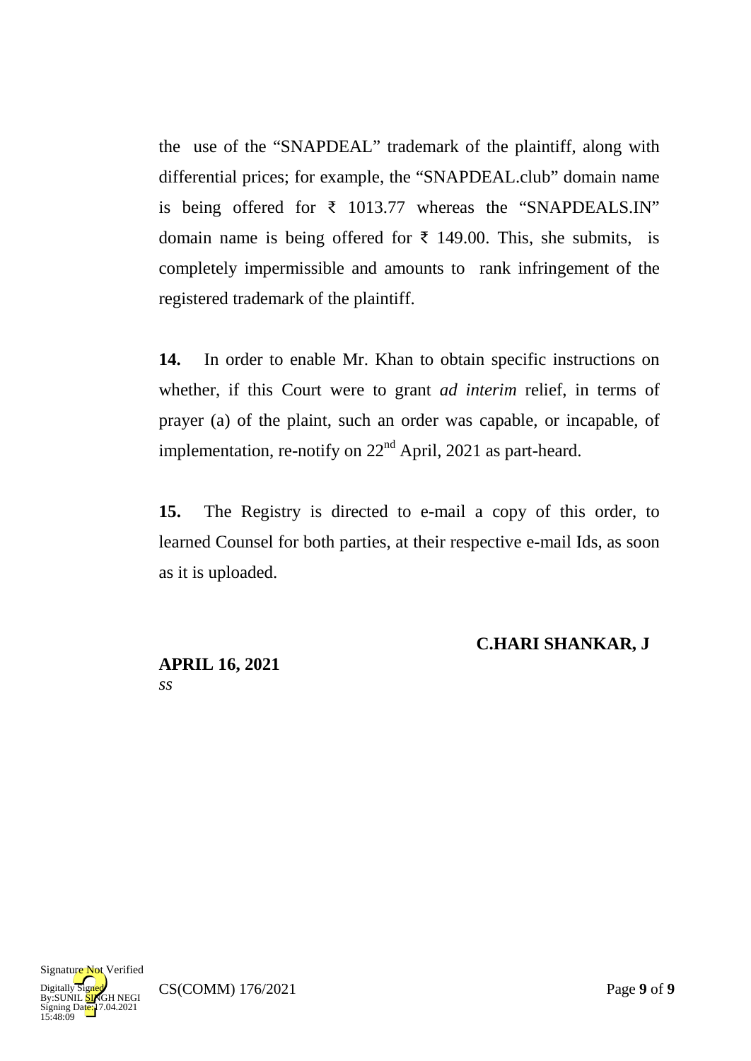the use of the "SNAPDEAL" trademark of the plaintiff, along with differential prices; for example, the "SNAPDEAL.club" domain name is being offered for ₹ 1013.77 whereas the "SNAPDEALS.IN" domain name is being offered for ₹ 149.00. This, she submits, is completely impermissible and amounts to rank infringement of the registered trademark of the plaintiff.

**14.** In order to enable Mr. Khan to obtain specific instructions on whether, if this Court were to grant *ad interim* relief, in terms of prayer (a) of the plaint, such an order was capable, or incapable, of implementation, re-notify on 22nd April, 2021 as part-heard.

**15.** The Registry is directed to e-mail a copy of this order, to learned Counsel for both parties, at their respective e-mail Ids, as soon as it is uploaded.

**C.HARI SHANKAR, J**

**APRIL 16, 2021**
*ss*

Signature Not Verified
Digitally Signed
By:SUNIL SINGH NEGI
Signing Date:17.04.2021
15:48:09

CS(COMM) 176/2021